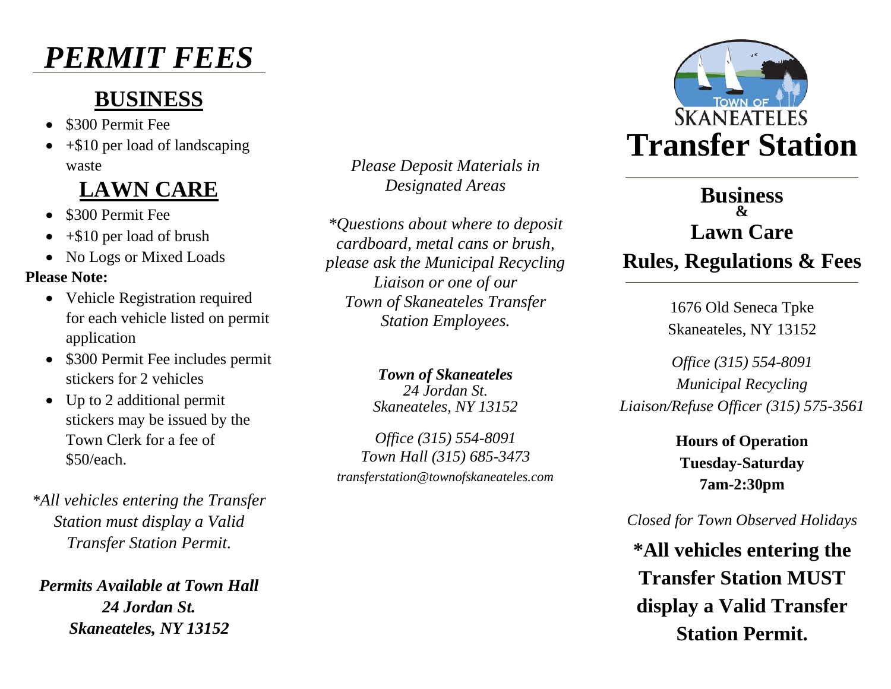# *PERMIT FEES*

## BUSINESS

- \$300 Permit Fee
- +\$10 per load of landscaping waste

## LAWN CARE

- \$300 Permit Fee
- +\$10 per load of brush
- No Logs or Mixed Loads

**Please Note:**

- Vehicle Registration required for each vehicle listed on permit application
- \$300 Permit Fee includes permit stickers for 2 vehicles
- Up to 2 additional permit stickers may be issued by the Town Clerk for a fee of \$50/each.

*\*All vehicles entering the Transfer Station must display a Valid Transfer Station Permit.*

***Permits Available at Town Hall***
***24 Jordan St.***
***Skaneateles, NY 13152***

*Please Deposit Materials in Designated Areas*

*\*Questions about where to deposit cardboard, metal cans or brush, please ask the Municipal Recycling Liaison or one of our Town of Skaneateles Transfer Station Employees.*

***Town of Skaneateles***
*24 Jordan St.*
*Skaneateles, NY 13152*

*Office (315) 554-8091*
*Town Hall (315) 685-3473*
*transferstation@townofskaneateles.com*

Town of Skaneateles

# Transfer Station

## Business & Lawn Care Rules, Regulations & Fees

1676 Old Seneca Tpke
Skaneateles, NY 13152

*Office (315) 554-8091*
*Municipal Recycling Liaison/Refuse Officer (315) 575-3561*

**Hours of Operation**
**Tuesday-Saturday**
**7am-2:30pm**

*Closed for Town Observed Holidays*

**\*All vehicles entering the Transfer Station MUST display a Valid Transfer Station Permit.**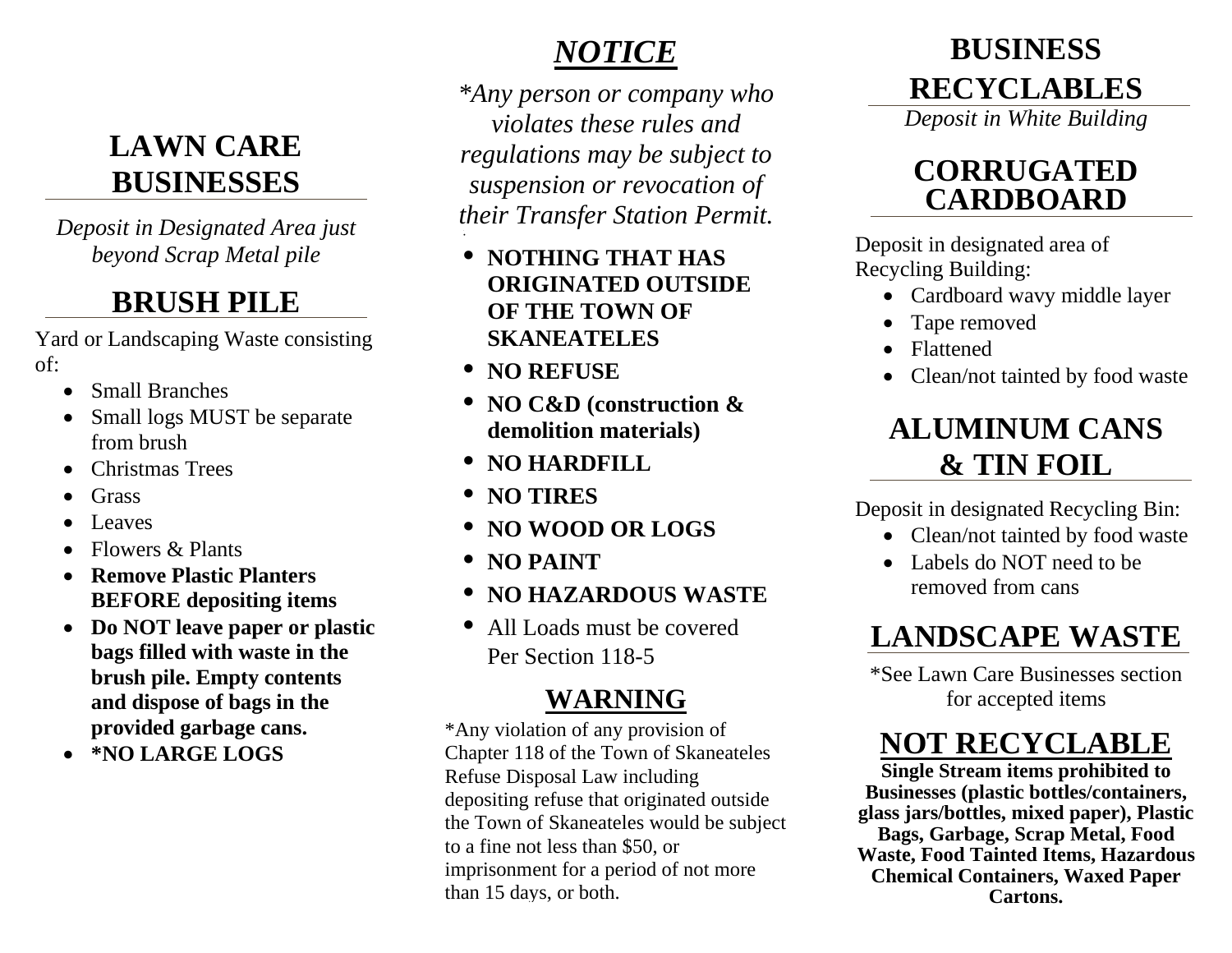## LAWN CARE BUSINESSES

*Deposit in Designated Area just beyond Scrap Metal pile*

## BRUSH PILE

Yard or Landscaping Waste consisting of:

- Small Branches
- Small logs MUST be separate from brush
- Christmas Trees
- Grass
- Leaves
- Flowers & Plants
- **Remove Plastic Planters BEFORE depositing items**
- **Do NOT leave paper or plastic bags filled with waste in the brush pile. Empty contents and dispose of bags in the provided garbage cans.**
- **\*NO LARGE LOGS**

## ***NOTICE***

*\*Any person or company who violates these rules and regulations may be subject to suspension or revocation of their Transfer Station Permit.*

- **NOTHING THAT HAS ORIGINATED OUTSIDE OF THE TOWN OF SKANEATELES**
- **NO REFUSE**
- **NO C&D (construction & demolition materials)**
- **NO HARDFILL**
- **NO TIRES**
- **NO WOOD OR LOGS**
- **NO PAINT**
- **NO HAZARDOUS WASTE**
- All Loads must be covered Per Section 118-5

## WARNING

\*Any violation of any provision of Chapter 118 of the Town of Skaneateles Refuse Disposal Law including depositing refuse that originated outside the Town of Skaneateles would be subject to a fine not less than $50, or imprisonment for a period of not more than 15 days, or both.

## BUSINESS RECYCLABLES

*Deposit in White Building*

## CORRUGATED CARDBOARD

Deposit in designated area of Recycling Building:

- Cardboard wavy middle layer
- Tape removed
- Flattened
- Clean/not tainted by food waste

## ALUMINUM CANS & TIN FOIL

Deposit in designated Recycling Bin:

- Clean/not tainted by food waste
- Labels do NOT need to be removed from cans

## LANDSCAPE WASTE

\*See Lawn Care Businesses section for accepted items

## NOT RECYCLABLE

**Single Stream items prohibited to Businesses (plastic bottles/containers, glass jars/bottles, mixed paper), Plastic Bags, Garbage, Scrap Metal, Food Waste, Food Tainted Items, Hazardous Chemical Containers, Waxed Paper Cartons.**